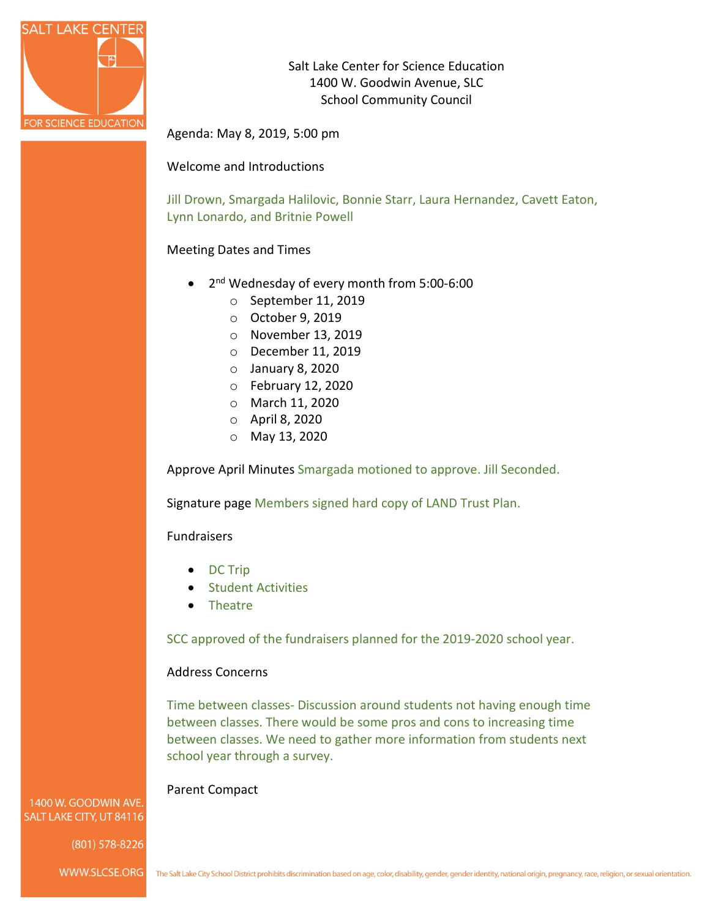Salt Lake Center for Science Education
1400 W. Goodwin Avenue, SLC
School Community Council

Agenda: May 8, 2019, 5:00 pm

Welcome and Introductions

Jill Drown, Smargada Halilovic, Bonnie Starr, Laura Hernandez, Cavett Eaton, Lynn Lonardo, and Britnie Powell

Meeting Dates and Times

- 2nd Wednesday of every month from 5:00-6:00
  - September 11, 2019
  - October 9, 2019
  - November 13, 2019
  - December 11, 2019
  - January 8, 2020
  - February 12, 2020
  - March 11, 2020
  - April 8, 2020
  - May 13, 2020

Approve April Minutes Smargada motioned to approve. Jill Seconded.

Signature page Members signed hard copy of LAND Trust Plan.

Fundraisers

- DC Trip
- Student Activities
- Theatre

SCC approved of the fundraisers planned for the 2019-2020 school year.

Address Concerns

Time between classes- Discussion around students not having enough time between classes. There would be some pros and cons to increasing time between classes. We need to gather more information from students next school year through a survey.

Parent Compact

1400 W. GOODWIN AVE.
SALT LAKE CITY, UT 84116

(801) 578-8226

WWW.SLCSE.ORG

The Salt Lake City School District prohibits discrimination based on age, color, disability, gender, gender identity, national origin, pregnancy, race, religion, or sexual orientation.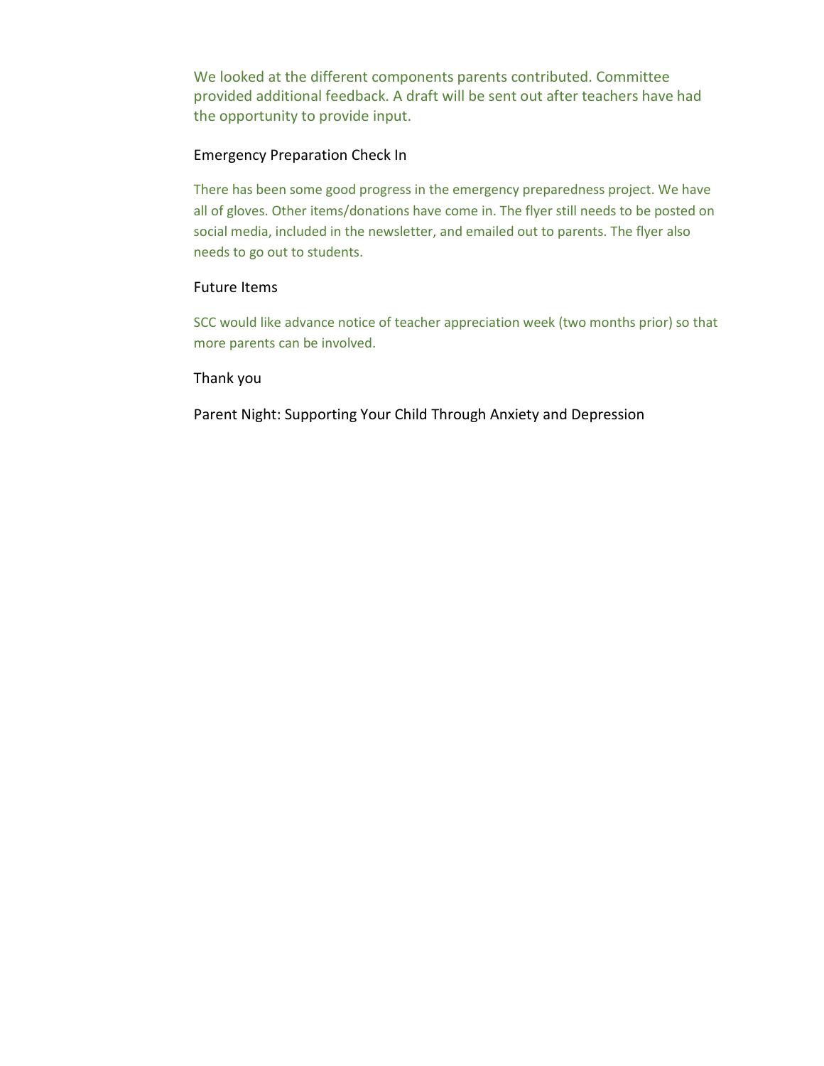We looked at the different components parents contributed. Committee provided additional feedback. A draft will be sent out after teachers have had the opportunity to provide input.

## Emergency Preparation Check In

There has been some good progress in the emergency preparedness project. We have all of gloves. Other items/donations have come in. The flyer still needs to be posted on social media, included in the newsletter, and emailed out to parents. The flyer also needs to go out to students.

## Future Items

SCC would like advance notice of teacher appreciation week (two months prior) so that more parents can be involved.

## Thank you

## Parent Night: Supporting Your Child Through Anxiety and Depression